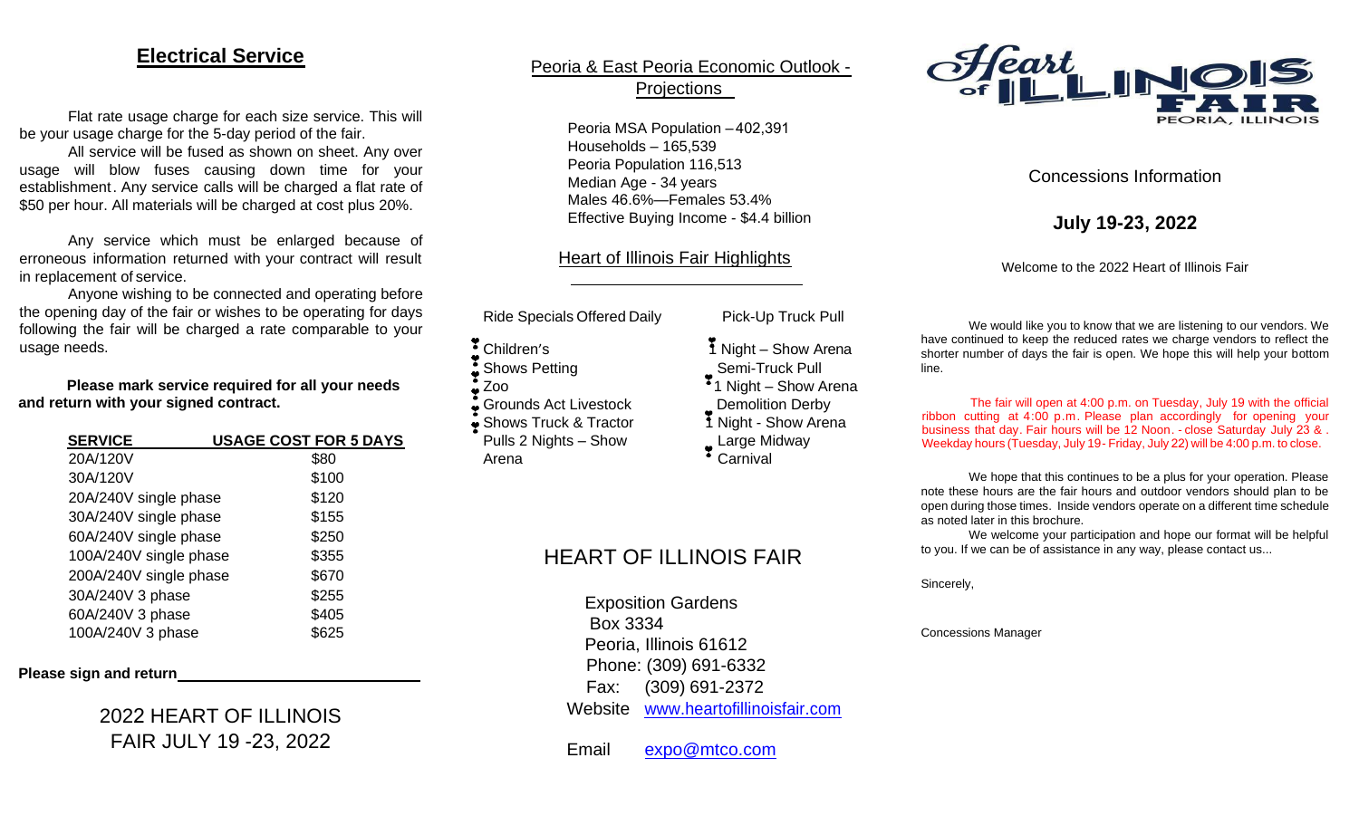## Electrical Service

Flat rate usage charge for each size service. This will be your usage charge for the 5-day period of the fair.

All service will be fused as shown on sheet. Any over usage will blow fuses causing down time for your establishment. Any service calls will be charged a flat rate of $50 per hour. All materials will be charged at cost plus 20%.

Any service which must be enlarged because of erroneous information returned with your contract will result in replacement of service.

Anyone wishing to be connected and operating before the opening day of the fair or wishes to be operating for days following the fair will be charged a rate comparable to your usage needs.

**Please mark service required for all your needs and return with your signed contract.**

| SERVICE | USAGE COST FOR 5 DAYS |
|---|---|
| 20A/120V | $80 |
| 30A/120V | $100 |
| 20A/240V single phase | $120 |
| 30A/240V single phase | $155 |
| 60A/240V single phase | $250 |
| 100A/240V single phase | $355 |
| 200A/240V single phase | $670 |
| 30A/240V 3 phase | $255 |
| 60A/240V 3 phase | $405 |
| 100A/240V 3 phase | $625 |

**Please sign and return**\_\_\_\_\_\_\_\_\_\_\_\_\_\_\_\_\_\_\_\_\_\_\_\_\_\_\_\_

2022 HEART OF ILLINOIS FAIR JULY 19 -23, 2022

## Peoria & East Peoria Economic Outlook - Projections

Peoria MSA Population – 402,391
Households – 165,539
Peoria Population 116,513
Median Age - 34 years
Males 46.6%—Females 53.4%
Effective Buying Income - $4.4 billion

## Heart of Illinois Fair Highlights

Ride Specials Offered Daily

- Children's Shows
- Petting Zoo
- Grounds Act
- Livestock Shows
- Truck & Tractor Pulls 2 Nights – Show Arena

Pick-Up Truck Pull

- 1 Night – Show Arena
- Semi-Truck Pull
- 1 Night – Show Arena
- Demolition Derby
- 1 Night - Show Arena
- Large Midway
- Carnival

## HEART OF ILLINOIS FAIR

Exposition Gardens
Box 3334
Peoria, Illinois 61612
Phone: (309) 691-6332
Fax: (309) 691-2372
Website www.heartofillinoisfair.com

Email expo@mtco.com

# Heart of ILLINOIS FAIR

PEORIA, ILLINOIS

Concessions Information

**July 19-23, 2022**

Welcome to the 2022 Heart of Illinois Fair

We would like you to know that we are listening to our vendors. We have continued to keep the reduced rates we charge vendors to reflect the shorter number of days the fair is open. We hope this will help your bottom line.

The fair will open at 4:00 p.m. on Tuesday, July 19 with the official ribbon cutting at 4:00 p.m. Please plan accordingly for opening your business that day. Fair hours will be 12 Noon. - close Saturday July 23 & . Weekday hours (Tuesday, July 19 - Friday, July 22) will be 4:00 p.m. to close.

We hope that this continues to be a plus for your operation. Please note these hours are the fair hours and outdoor vendors should plan to be open during those times. Inside vendors operate on a different time schedule as noted later in this brochure.

We welcome your participation and hope our format will be helpful to you. If we can be of assistance in any way, please contact us...

Sincerely,

Concessions Manager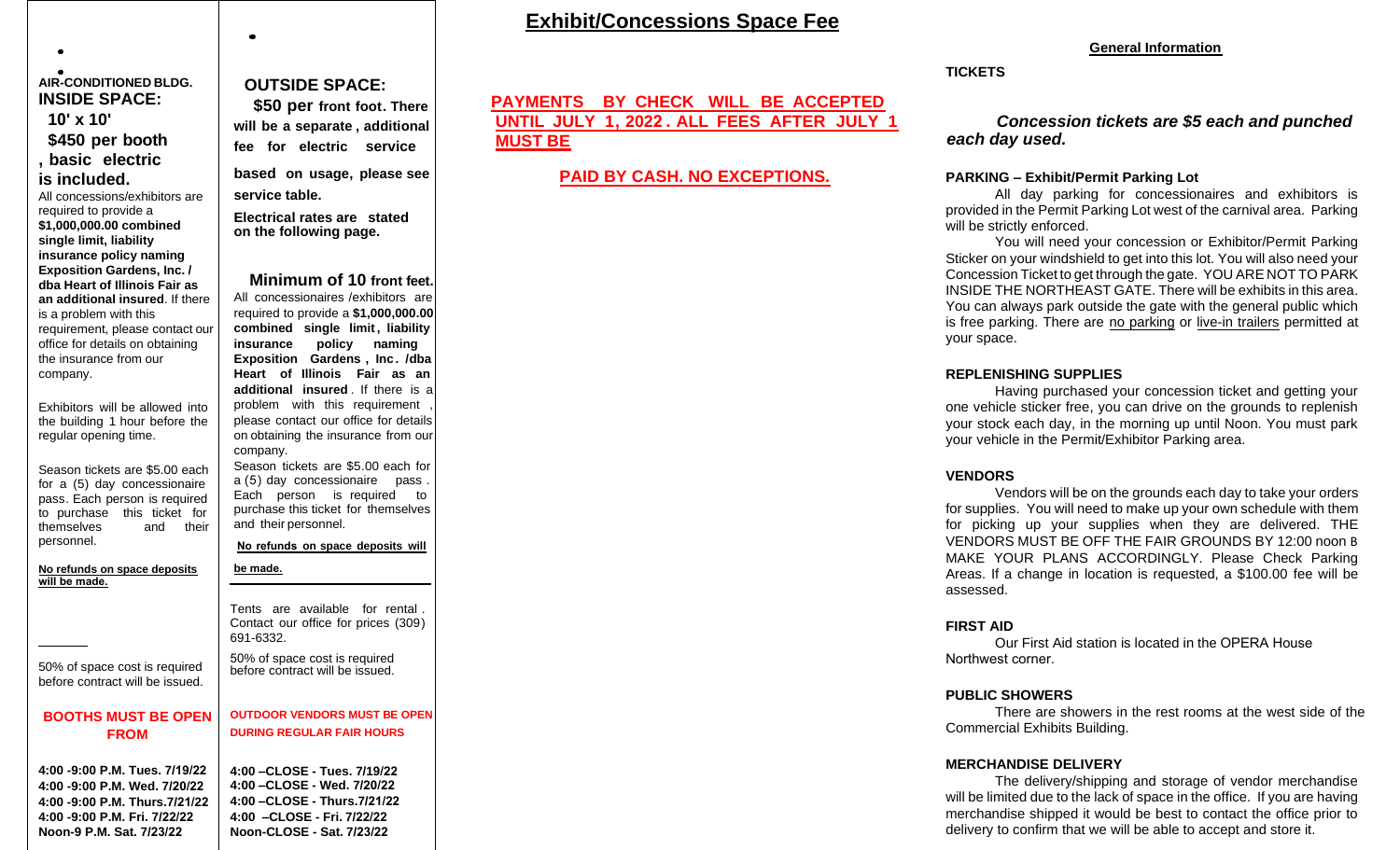## Exhibit/Concessions Space Fee

**AIR-CONDITIONED BLDG.**
**INSIDE SPACE:**

**10' x 10'**

**$450 per booth**

**, basic electric**

**is included.**

All concessions/exhibitors are required to provide a **$1,000,000.00 combined single limit, liability insurance policy naming Exposition Gardens, Inc. / dba Heart of Illinois Fair as an additional insured**. If there is a problem with this requirement, please contact our office for details on obtaining the insurance from our company.

Exhibitors will be allowed into the building 1 hour before the regular opening time.

Season tickets are $5.00 each for a (5) day concessionaire pass. Each person is required to purchase this ticket for themselves and their personnel.

**No refunds on space deposits will be made.**

50% of space cost is required before contract will be issued.

**BOOTHS MUST BE OPEN FROM**

**4:00 -9:00 P.M. Tues. 7/19/22**
**4:00 -9:00 P.M. Wed. 7/20/22**
**4:00 -9:00 P.M. Thurs.7/21/22**
**4:00 -9:00 P.M. Fri. 7/22/22**
**Noon-9 P.M. Sat. 7/23/22**

**OUTSIDE SPACE:**

**$50 per front foot. There will be a separate, additional fee for electric service based on usage, please see service table.**

**Electrical rates are stated on the following page.**

**Minimum of 10 front feet.**

All concessionaires /exhibitors are required to provide a **$1,000,000.00 combined single limit, liability insurance policy naming Exposition Gardens, Inc. /dba Heart of Illinois Fair as an additional insured**. If there is a problem with this requirement, please contact our office for details on obtaining the insurance from our company.

Season tickets are $5.00 each for a (5) day concessionaire pass. Each person is required to purchase this ticket for themselves and their personnel.

**No refunds on space deposits will be made.**

Tents are available for rental. Contact our office for prices (309) 691-6332.

50% of space cost is required before contract will be issued.

**OUTDOOR VENDORS MUST BE OPEN DURING REGULAR FAIR HOURS**

**4:00 –CLOSE - Tues. 7/19/22**
**4:00 –CLOSE - Wed. 7/20/22**
**4:00 –CLOSE - Thurs.7/21/22**
**4:00 –CLOSE - Fri. 7/22/22**
**Noon-CLOSE - Sat. 7/23/22**

**PAYMENTS BY CHECK WILL BE ACCEPTED UNTIL JULY 1, 2022. ALL FEES AFTER JULY 1 MUST BE**

**PAID BY CASH. NO EXCEPTIONS.**

### General Information

**TICKETS**

***Concession tickets are $5 each and punched each day used.***

**PARKING – Exhibit/Permit Parking Lot**

All day parking for concessionaires and exhibitors is provided in the Permit Parking Lot west of the carnival area. Parking will be strictly enforced.

You will need your concession or Exhibitor/Permit Parking Sticker on your windshield to get into this lot. You will also need your Concession Ticket to get through the gate. YOU ARE NOT TO PARK INSIDE THE NORTHEAST GATE. There will be exhibits in this area. You can always park outside the gate with the general public which is free parking. There are no parking or live-in trailers permitted at your space.

**REPLENISHING SUPPLIES**

Having purchased your concession ticket and getting your one vehicle sticker free, you can drive on the grounds to replenish your stock each day, in the morning up until Noon. You must park your vehicle in the Permit/Exhibitor Parking area.

**VENDORS**

Vendors will be on the grounds each day to take your orders for supplies. You will need to make up your own schedule with them for picking up your supplies when they are delivered. THE VENDORS MUST BE OFF THE FAIR GROUNDS BY 12:00 noon B MAKE YOUR PLANS ACCORDINGLY. Please Check Parking Areas. If a change in location is requested, a $100.00 fee will be assessed.

**FIRST AID**

Our First Aid station is located in the OPERA House Northwest corner.

**PUBLIC SHOWERS**

There are showers in the rest rooms at the west side of the Commercial Exhibits Building.

**MERCHANDISE DELIVERY**

The delivery/shipping and storage of vendor merchandise will be limited due to the lack of space in the office. If you are having merchandise shipped it would be best to contact the office prior to delivery to confirm that we will be able to accept and store it.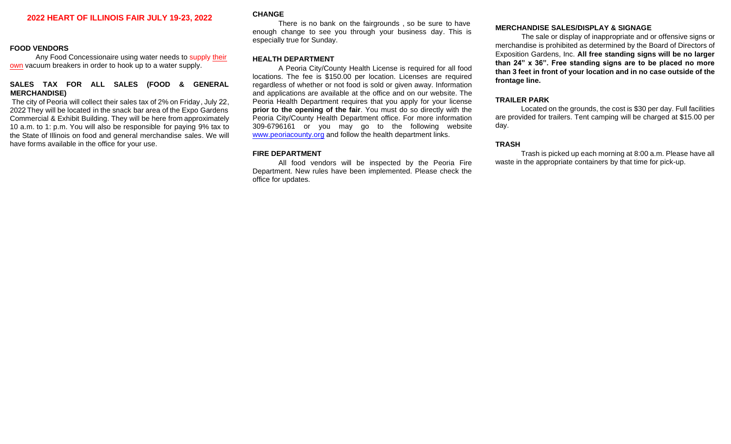## 2022 HEART OF ILLINOIS FAIR JULY 19-23, 2022

### FOOD VENDORS

Any Food Concessionaire using water needs to supply their own vacuum breakers in order to hook up to a water supply.

### SALES TAX FOR ALL SALES (FOOD & GENERAL MERCHANDISE)

The city of Peoria will collect their sales tax of 2% on Friday, July 22, 2022 They will be located in the snack bar area of the Expo Gardens Commercial & Exhibit Building. They will be here from approximately 10 a.m. to 1: p.m. You will also be responsible for paying 9% tax to the State of Illinois on food and general merchandise sales. We will have forms available in the office for your use.

### CHANGE

There is no bank on the fairgrounds , so be sure to have enough change to see you through your business day. This is especially true for Sunday.

### HEALTH DEPARTMENT

A Peoria City/County Health License is required for all food locations. The fee is $150.00 per location. Licenses are required regardless of whether or not food is sold or given away. Information and applications are available at the office and on our website. The Peoria Health Department requires that you apply for your license **prior to the opening of the fair**. You must do so directly with the Peoria City/County Health Department office. For more information 309-6796161 or you may go to the following website www.peoriacounty.org and follow the health department links.

### FIRE DEPARTMENT

All food vendors will be inspected by the Peoria Fire Department. New rules have been implemented. Please check the office for updates.

### MERCHANDISE SALES/DISPLAY & SIGNAGE

The sale or display of inappropriate and or offensive signs or merchandise is prohibited as determined by the Board of Directors of Exposition Gardens, Inc. **All free standing signs will be no larger than 24" x 36". Free standing signs are to be placed no more than 3 feet in front of your location and in no case outside of the frontage line.**

### TRAILER PARK

Located on the grounds, the cost is $30 per day. Full facilities are provided for trailers. Tent camping will be charged at $15.00 per day.

### TRASH

Trash is picked up each morning at 8:00 a.m. Please have all waste in the appropriate containers by that time for pick-up.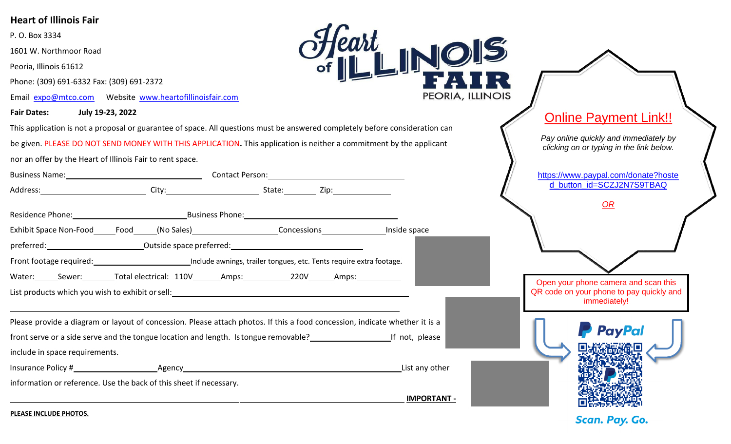**Heart of Illinois Fair**

P. O. Box 3334

1601 W. Northmoor Road

Peoria, Illinois 61612

Phone: (309) 691-6332 Fax: (309) 691-2372

Email expo@mtco.com Website www.heartofillinoisfair.com

**Fair Dates:** **July 19-23, 2022**

This application is not a proposal or guarantee of space. All questions must be answered completely before consideration can be given. PLEASE DO NOT SEND MONEY WITH THIS APPLICATION**.** This application is neither a commitment by the applicant nor an offer by the Heart of Illinois Fair to rent space.

Business Name:\_\_\_\_\_\_\_\_\_\_\_\_\_\_\_\_ Contact Person:\_\_\_\_\_\_\_\_\_\_\_\_\_\_\_\_

Address:\_\_\_\_\_\_\_\_\_\_\_\_ City:\_\_\_\_\_\_\_\_\_\_ State:\_\_\_\_ Zip:\_\_\_\_\_\_

Residence Phone:\_\_\_\_\_\_\_\_\_\_\_\_ Business Phone:\_\_\_\_\_\_\_\_\_\_\_\_\_\_\_\_

Exhibit Space Non-Food\_\_\_\_\_ Food\_\_\_\_\_ (No Sales)\_\_\_\_\_\_\_\_\_\_ Concessions\_\_\_\_\_\_\_\_ Inside space preferred:\_\_\_\_\_\_\_\_\_\_ Outside space preferred:\_\_\_\_\_\_\_\_\_\_\_\_

Front footage required:\_\_\_\_\_\_\_\_\_\_ Include awnings, trailer tongues, etc. Tents require extra footage.

Water:\_\_\_\_\_ Sewer:\_\_\_\_\_ Total electrical: 110V\_\_\_\_\_ Amps:\_\_\_\_\_ 220V\_\_\_\_\_ Amps:\_\_\_\_\_

List products which you wish to exhibit or sell:\_\_\_\_\_\_\_\_\_\_\_\_\_\_\_\_\_\_\_\_\_\_\_\_

\_\_\_\_\_\_\_\_\_\_\_\_\_\_\_\_\_\_\_\_\_\_\_\_\_\_\_\_\_\_\_\_\_\_\_\_

Please provide a diagram or layout of concession. Please attach photos. If this a food concession, indicate whether it is a front serve or a side serve and the tongue location and length. Is tongue removable?\_\_\_\_\_\_\_\_\_\_ If not, please include in space requirements.

Insurance Policy #\_\_\_\_\_\_\_\_\_\_ Agency\_\_\_\_\_\_\_\_\_\_\_\_\_\_\_\_\_\_\_\_ List any other information or reference. Use the back of this sheet if necessary.

\_\_\_\_\_\_\_\_\_\_\_\_\_\_\_\_\_\_\_\_\_\_\_\_\_\_\_\_\_\_\_\_\_\_\_\_ **IMPORTANT -**

**PLEASE INCLUDE PHOTOS.**

Online Payment Link!!

*Pay online quickly and immediately by clicking on or typing in the link below.*

https://www.paypal.com/donate?hosted_button_id=SCZJ2N7S9TBAQ

*OR*

Open your phone camera and scan this QR code on your phone to pay quickly and immediately!

PayPal

Scan. Pay. Go.